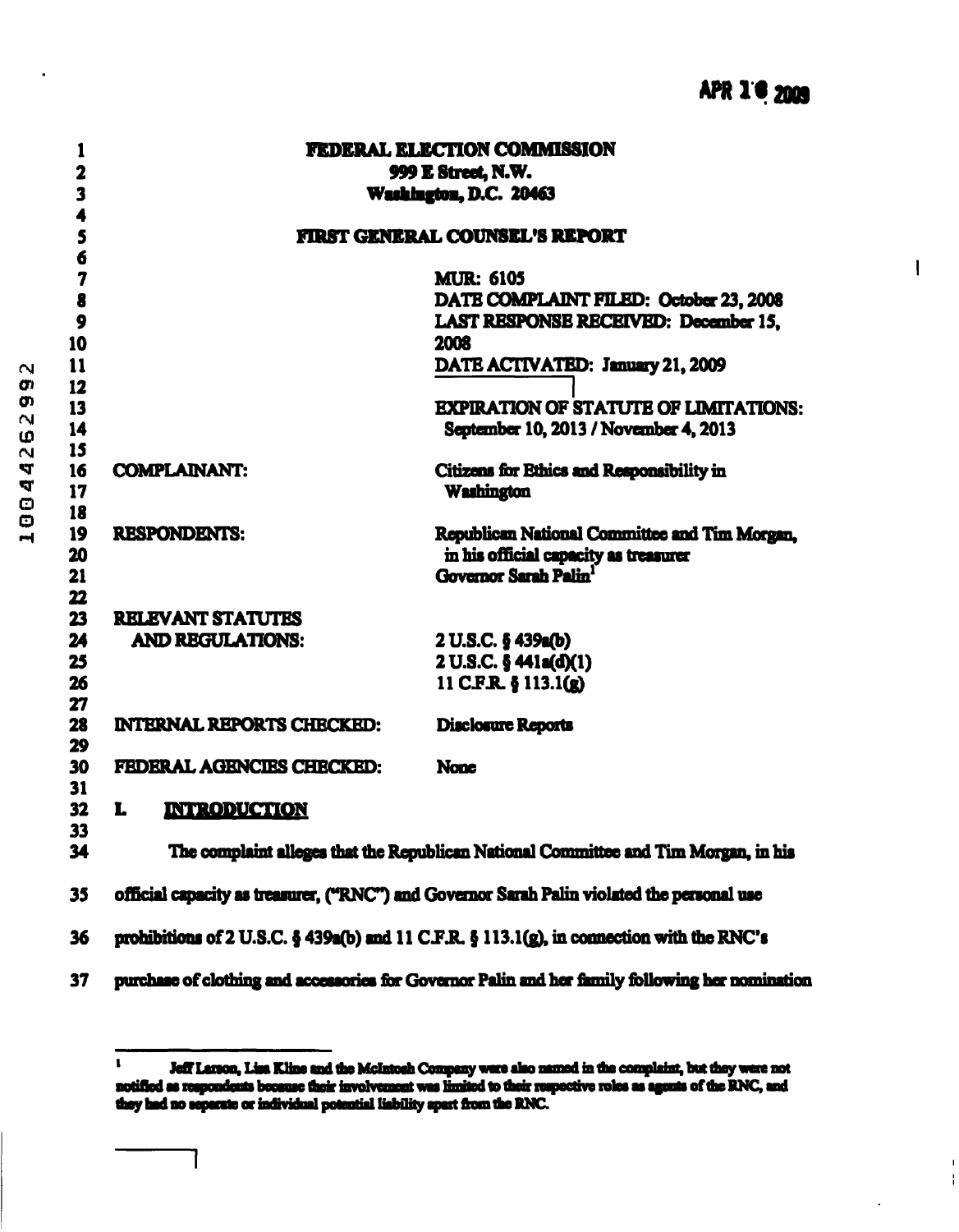APR 16 2009

# FEDERAL ELECTION COMMISSION
999 E Street, N.W.
Washington, D.C. 20463

## FIRST GENERAL COUNSEL'S REPORT

MUR: 6105
DATE COMPLAINT FILED: October 23, 2008
LAST RESPONSE RECEIVED: December 15, 2008
DATE ACTIVATED: January 21, 2009

EXPIRATION OF STATUTE OF LIMITATIONS: September 10, 2013 / November 4, 2013

| | |
|---|---|
| COMPLAINANT: | Citizens for Ethics and Responsibility in Washington |
| RESPONDENTS: | Republican National Committee and Tim Morgan, in his official capacity as treasurer<br>Governor Sarah Palin[1] |
| RELEVANT STATUTES AND REGULATIONS: | 2 U.S.C. § 439a(b)<br>2 U.S.C. § 441a(d)(1)<br>11 C.F.R. § 113.1(g) |
| INTERNAL REPORTS CHECKED: | Disclosure Reports |
| FEDERAL AGENCIES CHECKED: | None |

## I. INTRODUCTION

The complaint alleges that the Republican National Committee and Tim Morgan, in his official capacity as treasurer, ("RNC") and Governor Sarah Palin violated the personal use prohibitions of 2 U.S.C. § 439a(b) and 11 C.F.R. § 113.1(g), in connection with the RNC's purchase of clothing and accessories for Governor Palin and her family following her nomination

[1] Jeff Larson, Lisa Kline and the McIntosh Company were also named in the complaint, but they were not notified as respondents because their involvement was limited to their respective roles as agents of the RNC, and they had no separate or individual potential liability apart from the RNC.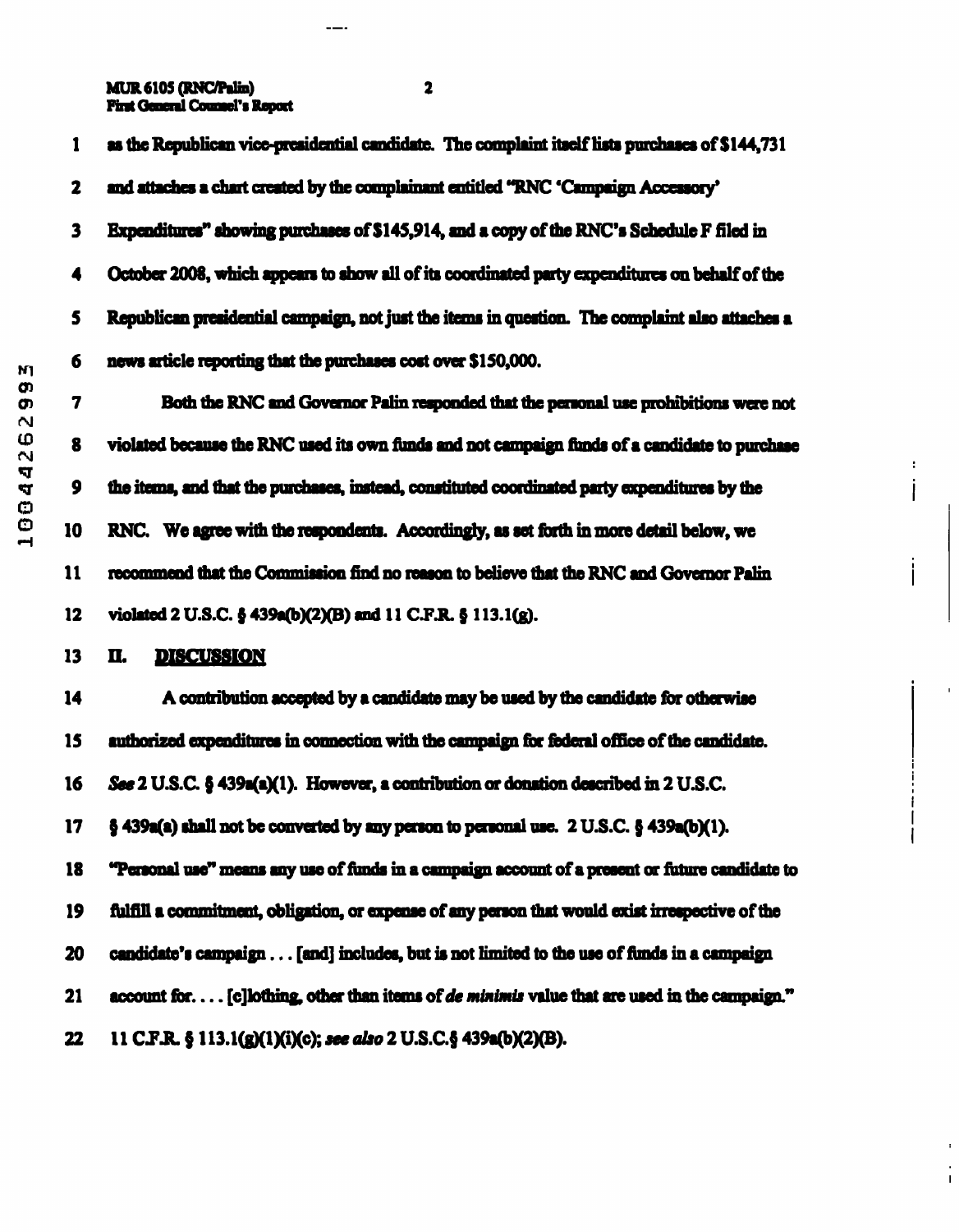as the Republican vice-presidential candidate. The complaint itself lists purchases of $144,731 and attaches a chart created by the complainant entitled "RNC 'Campaign Accessory' Expenditures" showing purchases of $145,914, and a copy of the RNC's Schedule F filed in October 2008, which appears to show all of its coordinated party expenditures on behalf of the Republican presidential campaign, not just the items in question. The complaint also attaches a news article reporting that the purchases cost over $150,000.

Both the RNC and Governor Palin responded that the personal use prohibitions were not violated because the RNC used its own funds and not campaign funds of a candidate to purchase the items, and that the purchases, instead, constituted coordinated party expenditures by the RNC. We agree with the respondents. Accordingly, as set forth in more detail below, we recommend that the Commission find no reason to believe that the RNC and Governor Palin violated 2 U.S.C. § 439a(b)(2)(B) and 11 C.F.R. § 113.1(g).

## II. DISCUSSION

A contribution accepted by a candidate may be used by the candidate for otherwise authorized expenditures in connection with the campaign for federal office of the candidate. *See* 2 U.S.C. § 439a(a)(1). However, a contribution or donation described in 2 U.S.C. § 439a(a) shall not be converted by any person to personal use. 2 U.S.C. § 439a(b)(1). "Personal use" means any use of funds in a campaign account of a present or future candidate to fulfill a commitment, obligation, or expense of any person that would exist irrespective of the candidate's campaign . . . [and] includes, but is not limited to the use of funds in a campaign account for. . . . [c]lothing, other than items of *de minimis* value that are used in the campaign." 11 C.F.R. § 113.1(g)(1)(i)(c); *see also* 2 U.S.C.§ 439a(b)(2)(B).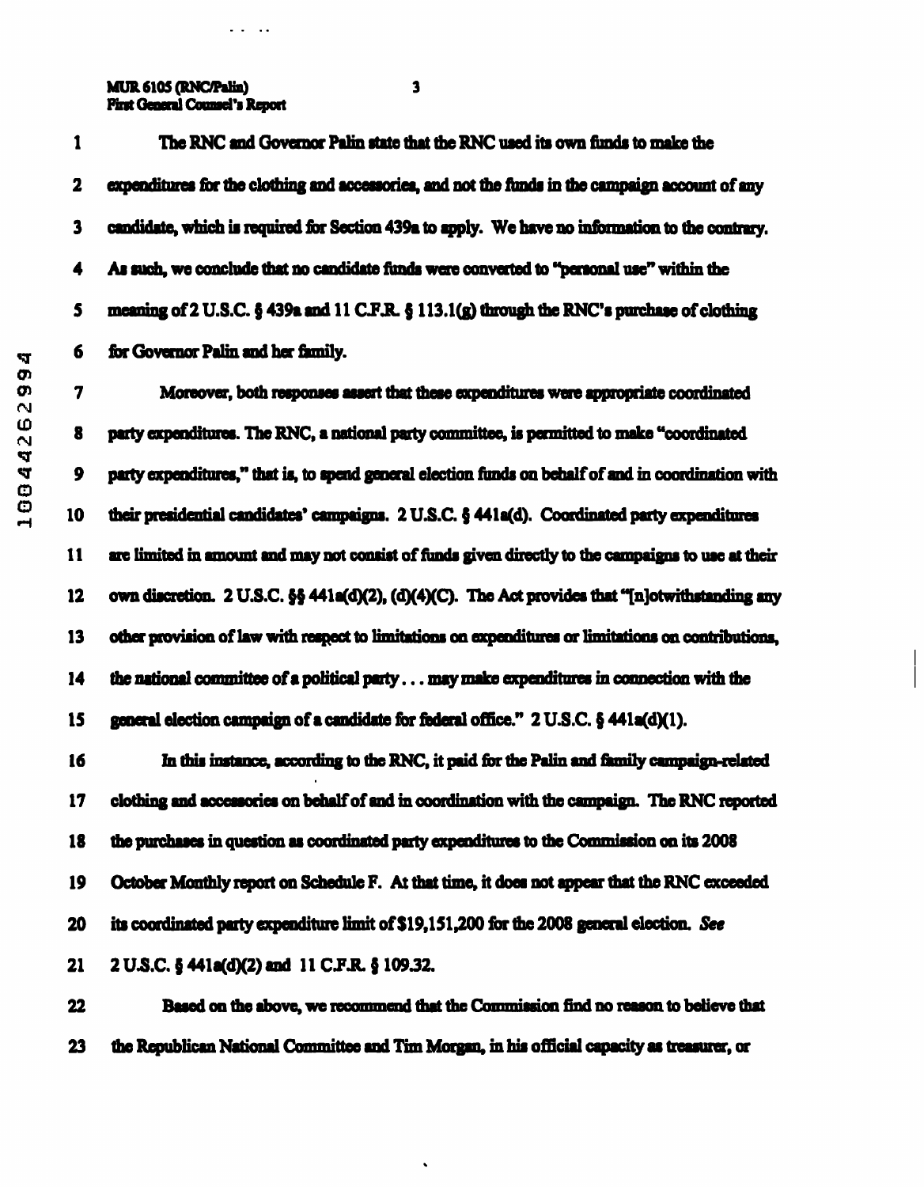The RNC and Governor Palin state that the RNC used its own funds to make the expenditures for the clothing and accessories, and not the funds in the campaign account of any candidate, which is required for Section 439a to apply. We have no information to the contrary. As such, we conclude that no candidate funds were converted to "personal use" within the meaning of 2 U.S.C. § 439a and 11 C.F.R. § 113.1(g) through the RNC's purchase of clothing for Governor Palin and her family.

Moreover, both responses assert that these expenditures were appropriate coordinated party expenditures. The RNC, a national party committee, is permitted to make "coordinated party expenditures," that is, to spend general election funds on behalf of and in coordination with their presidential candidates' campaigns. 2 U.S.C. § 441a(d). Coordinated party expenditures are limited in amount and may not consist of funds given directly to the campaigns to use at their own discretion. 2 U.S.C. §§ 441a(d)(2), (d)(4)(C). The Act provides that "[n]otwithstanding any other provision of law with respect to limitations on expenditures or limitations on contributions, the national committee of a political party . . . may make expenditures in connection with the general election campaign of a candidate for federal office." 2 U.S.C. § 441a(d)(1).

In this instance, according to the RNC, it paid for the Palin and family campaign-related clothing and accessories on behalf of and in coordination with the campaign. The RNC reported the purchases in question as coordinated party expenditures to the Commission on its 2008 October Monthly report on Schedule F. At that time, it does not appear that the RNC exceeded its coordinated party expenditure limit of $19,151,200 for the 2008 general election. *See* 2 U.S.C. § 441a(d)(2) and 11 C.F.R. § 109.32.

Based on the above, we recommend that the Commission find no reason to believe that the Republican National Committee and Tim Morgan, in his official capacity as treasurer, or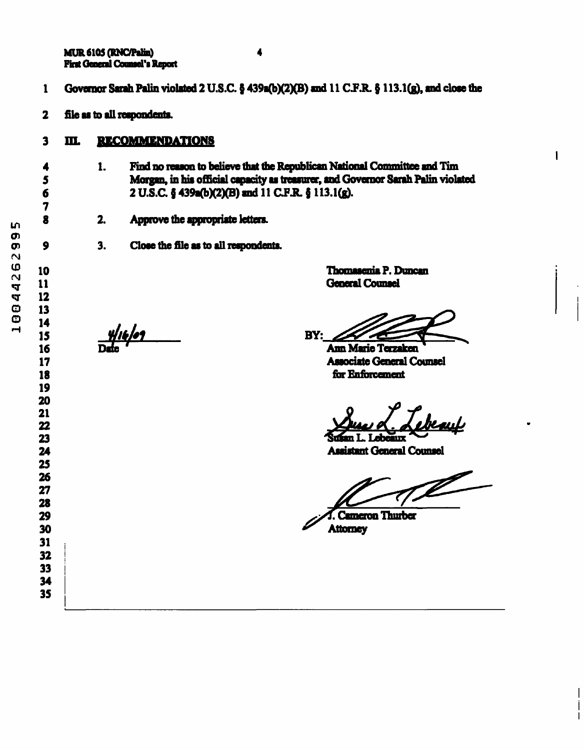Governor Sarah Palin violated 2 U.S.C. § 439a(b)(2)(B) and 11 C.F.R. § 113.1(g), and close the file as to all respondents.

## III. RECOMMENDATIONS

1. Find no reason to believe that the Republican National Committee and Tim Morgan, in his official capacity as treasurer, and Governor Sarah Palin violated 2 U.S.C. § 439a(b)(2)(B) and 11 C.F.R. § 113.1(g).

2. Approve the appropriate letters.

3. Close the file as to all respondents.

Thomasenia P. Duncan
General Counsel

4/16/09
Date

BY: Ann Marie Terzaken
Associate General Counsel
for Enforcement

Susan L. Lebeaux
Assistant General Counsel

J. Cameron Thurber
Attorney